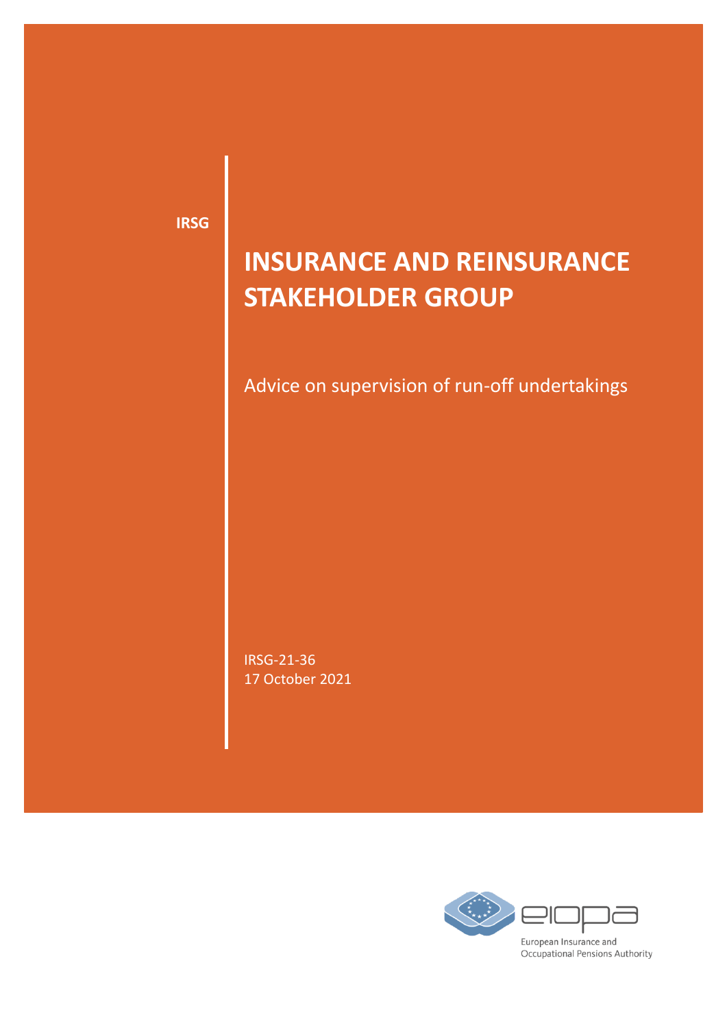IRSG

# INSURANCE AND REINSURANCE STAKEHOLDER GROUP

Advice on supervision of run-off undertakings

IRSG-21-36
17 October 2021

European Insurance and Occupational Pensions Authority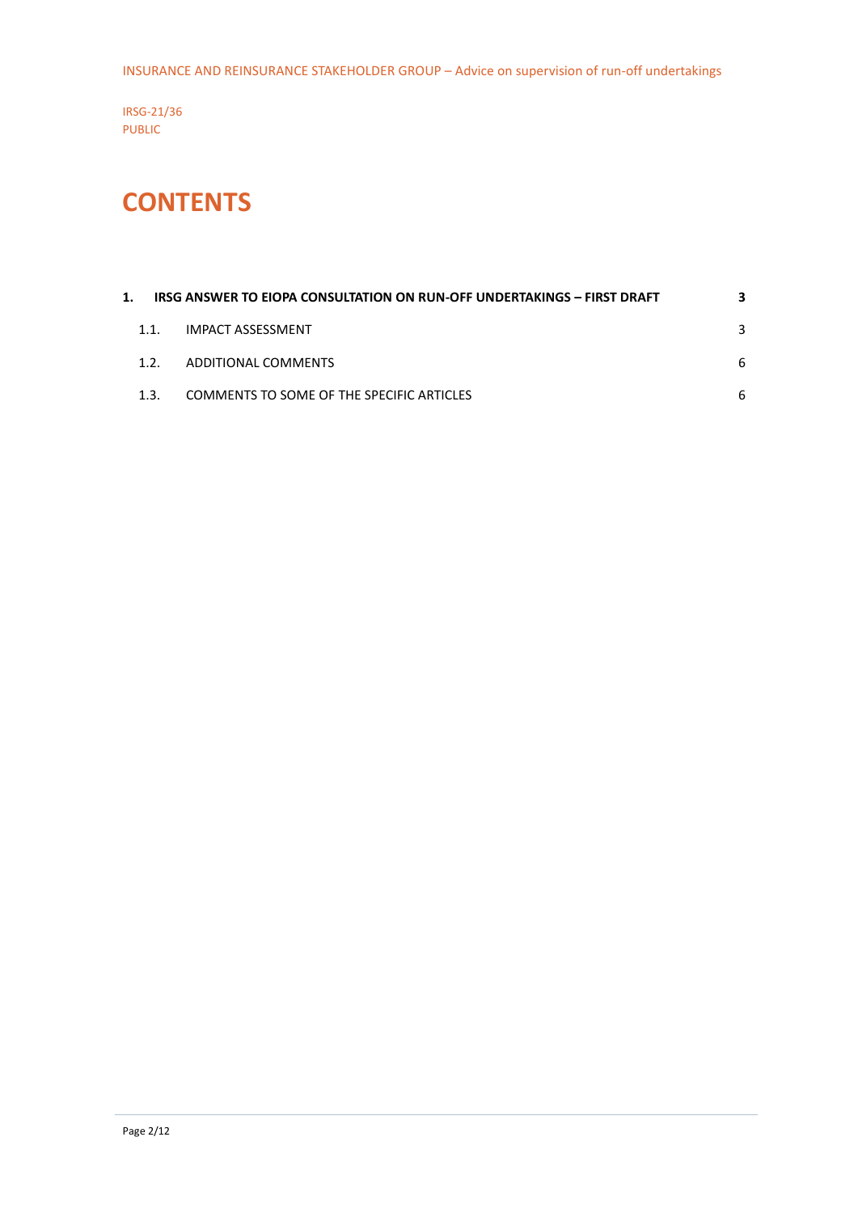IRSG-21/36
PUBLIC

# CONTENTS

| | | |
|---|---|---|
| **1.** | **IRSG ANSWER TO EIOPA CONSULTATION ON RUN-OFF UNDERTAKINGS – FIRST DRAFT** | **3** |
| 1.1. | IMPACT ASSESSMENT | 3 |
| 1.2. | ADDITIONAL COMMENTS | 6 |
| 1.3. | COMMENTS TO SOME OF THE SPECIFIC ARTICLES | 6 |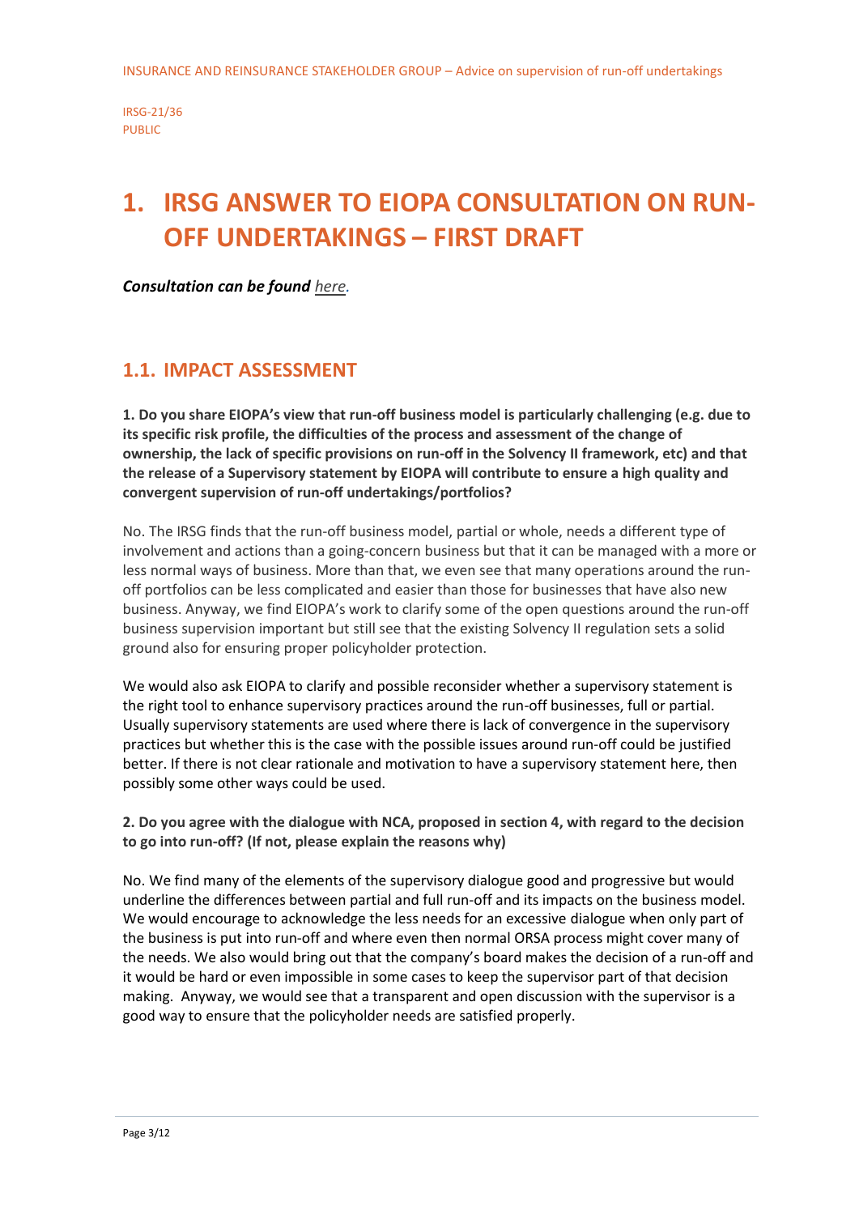IRSG-21/36
PUBLIC

# 1. IRSG ANSWER TO EIOPA CONSULTATION ON RUN-OFF UNDERTAKINGS – FIRST DRAFT

***Consultation can be found** here.*

## 1.1. IMPACT ASSESSMENT

**1. Do you share EIOPA's view that run-off business model is particularly challenging (e.g. due to its specific risk profile, the difficulties of the process and assessment of the change of ownership, the lack of specific provisions on run-off in the Solvency II framework, etc) and that the release of a Supervisory statement by EIOPA will contribute to ensure a high quality and convergent supervision of run-off undertakings/portfolios?**

No. The IRSG finds that the run-off business model, partial or whole, needs a different type of involvement and actions than a going-concern business but that it can be managed with a more or less normal ways of business. More than that, we even see that many operations around the run-off portfolios can be less complicated and easier than those for businesses that have also new business. Anyway, we find EIOPA's work to clarify some of the open questions around the run-off business supervision important but still see that the existing Solvency II regulation sets a solid ground also for ensuring proper policyholder protection.

We would also ask EIOPA to clarify and possible reconsider whether a supervisory statement is the right tool to enhance supervisory practices around the run-off businesses, full or partial. Usually supervisory statements are used where there is lack of convergence in the supervisory practices but whether this is the case with the possible issues around run-off could be justified better. If there is not clear rationale and motivation to have a supervisory statement here, then possibly some other ways could be used.

**2. Do you agree with the dialogue with NCA, proposed in section 4, with regard to the decision to go into run-off? (If not, please explain the reasons why)**

No. We find many of the elements of the supervisory dialogue good and progressive but would underline the differences between partial and full run-off and its impacts on the business model. We would encourage to acknowledge the less needs for an excessive dialogue when only part of the business is put into run-off and where even then normal ORSA process might cover many of the needs. We also would bring out that the company's board makes the decision of a run-off and it would be hard or even impossible in some cases to keep the supervisor part of that decision making. Anyway, we would see that a transparent and open discussion with the supervisor is a good way to ensure that the policyholder needs are satisfied properly.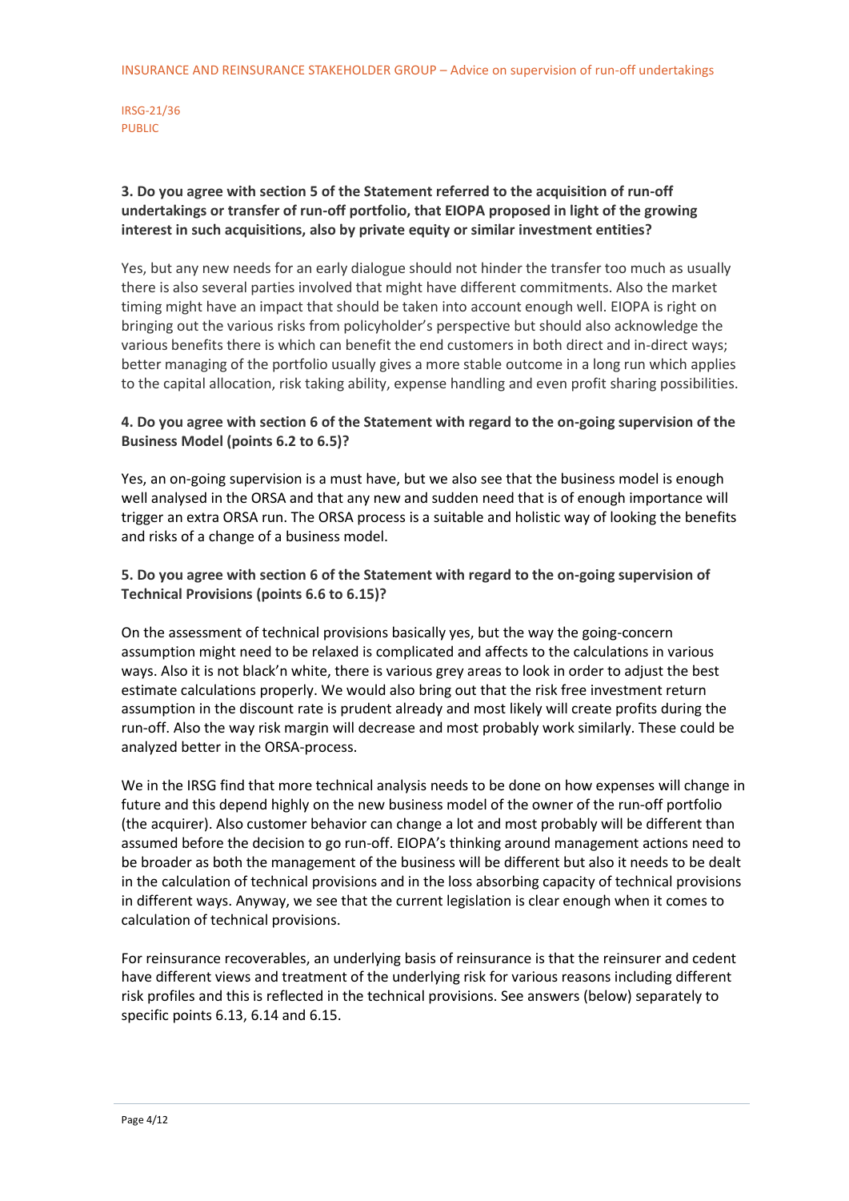**3. Do you agree with section 5 of the Statement referred to the acquisition of run-off undertakings or transfer of run-off portfolio, that EIOPA proposed in light of the growing interest in such acquisitions, also by private equity or similar investment entities?**

Yes, but any new needs for an early dialogue should not hinder the transfer too much as usually there is also several parties involved that might have different commitments. Also the market timing might have an impact that should be taken into account enough well. EIOPA is right on bringing out the various risks from policyholder's perspective but should also acknowledge the various benefits there is which can benefit the end customers in both direct and in-direct ways; better managing of the portfolio usually gives a more stable outcome in a long run which applies to the capital allocation, risk taking ability, expense handling and even profit sharing possibilities.

**4. Do you agree with section 6 of the Statement with regard to the on-going supervision of the Business Model (points 6.2 to 6.5)?**

Yes, an on-going supervision is a must have, but we also see that the business model is enough well analysed in the ORSA and that any new and sudden need that is of enough importance will trigger an extra ORSA run. The ORSA process is a suitable and holistic way of looking the benefits and risks of a change of a business model.

**5. Do you agree with section 6 of the Statement with regard to the on-going supervision of Technical Provisions (points 6.6 to 6.15)?**

On the assessment of technical provisions basically yes, but the way the going-concern assumption might need to be relaxed is complicated and affects to the calculations in various ways. Also it is not black'n white, there is various grey areas to look in order to adjust the best estimate calculations properly. We would also bring out that the risk free investment return assumption in the discount rate is prudent already and most likely will create profits during the run-off. Also the way risk margin will decrease and most probably work similarly. These could be analyzed better in the ORSA-process.

We in the IRSG find that more technical analysis needs to be done on how expenses will change in future and this depend highly on the new business model of the owner of the run-off portfolio (the acquirer). Also customer behavior can change a lot and most probably will be different than assumed before the decision to go run-off. EIOPA's thinking around management actions need to be broader as both the management of the business will be different but also it needs to be dealt in the calculation of technical provisions and in the loss absorbing capacity of technical provisions in different ways. Anyway, we see that the current legislation is clear enough when it comes to calculation of technical provisions.

For reinsurance recoverables, an underlying basis of reinsurance is that the reinsurer and cedent have different views and treatment of the underlying risk for various reasons including different risk profiles and this is reflected in the technical provisions. See answers (below) separately to specific points 6.13, 6.14 and 6.15.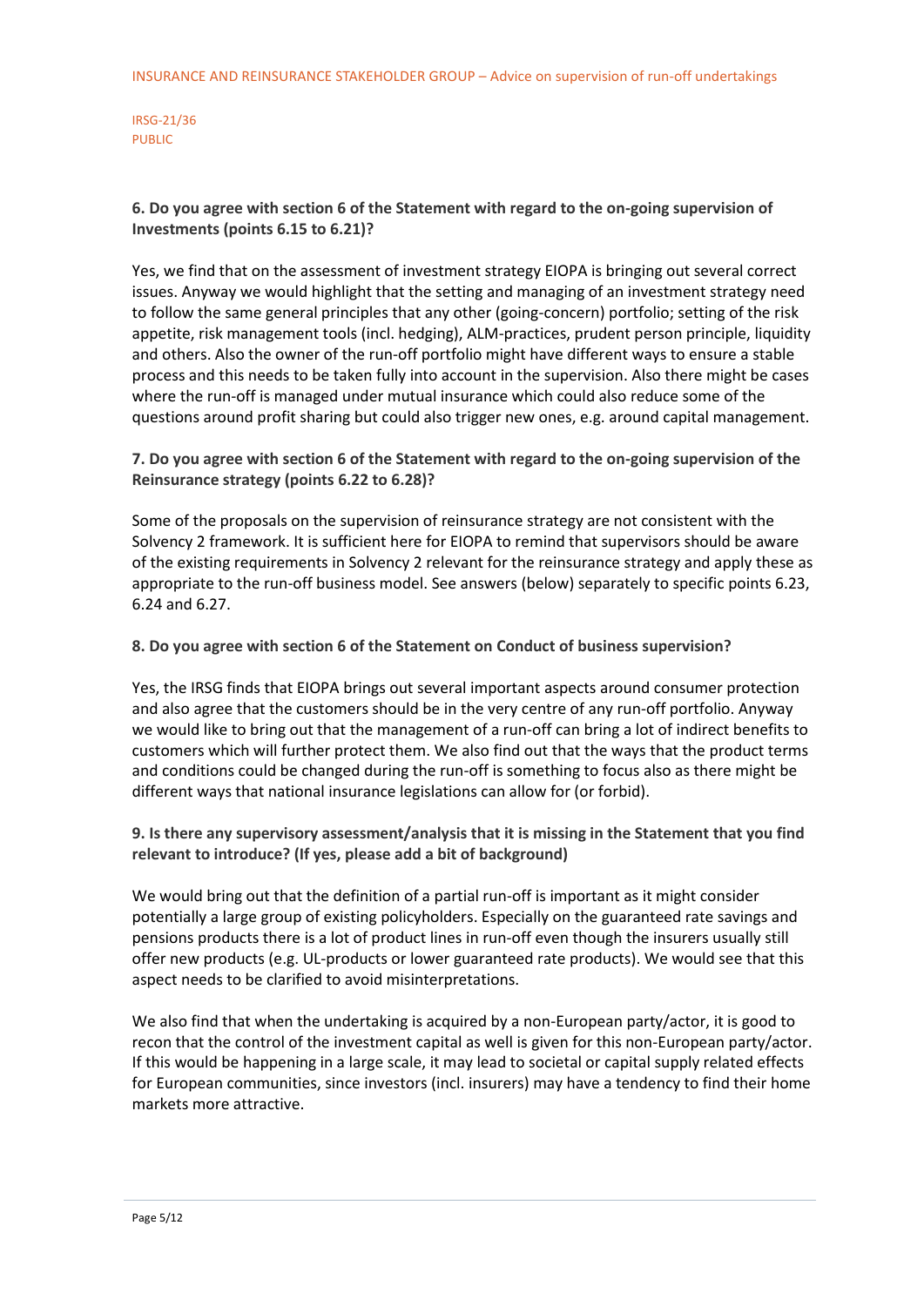**6. Do you agree with section 6 of the Statement with regard to the on-going supervision of Investments (points 6.15 to 6.21)?**

Yes, we find that on the assessment of investment strategy EIOPA is bringing out several correct issues. Anyway we would highlight that the setting and managing of an investment strategy need to follow the same general principles that any other (going-concern) portfolio; setting of the risk appetite, risk management tools (incl. hedging), ALM-practices, prudent person principle, liquidity and others. Also the owner of the run-off portfolio might have different ways to ensure a stable process and this needs to be taken fully into account in the supervision. Also there might be cases where the run-off is managed under mutual insurance which could also reduce some of the questions around profit sharing but could also trigger new ones, e.g. around capital management.

**7. Do you agree with section 6 of the Statement with regard to the on-going supervision of the Reinsurance strategy (points 6.22 to 6.28)?**

Some of the proposals on the supervision of reinsurance strategy are not consistent with the Solvency 2 framework. It is sufficient here for EIOPA to remind that supervisors should be aware of the existing requirements in Solvency 2 relevant for the reinsurance strategy and apply these as appropriate to the run-off business model. See answers (below) separately to specific points 6.23, 6.24 and 6.27.

**8. Do you agree with section 6 of the Statement on Conduct of business supervision?**

Yes, the IRSG finds that EIOPA brings out several important aspects around consumer protection and also agree that the customers should be in the very centre of any run-off portfolio. Anyway we would like to bring out that the management of a run-off can bring a lot of indirect benefits to customers which will further protect them. We also find out that the ways that the product terms and conditions could be changed during the run-off is something to focus also as there might be different ways that national insurance legislations can allow for (or forbid).

**9. Is there any supervisory assessment/analysis that it is missing in the Statement that you find relevant to introduce? (If yes, please add a bit of background)**

We would bring out that the definition of a partial run-off is important as it might consider potentially a large group of existing policyholders. Especially on the guaranteed rate savings and pensions products there is a lot of product lines in run-off even though the insurers usually still offer new products (e.g. UL-products or lower guaranteed rate products). We would see that this aspect needs to be clarified to avoid misinterpretations.

We also find that when the undertaking is acquired by a non-European party/actor, it is good to recon that the control of the investment capital as well is given for this non-European party/actor. If this would be happening in a large scale, it may lead to societal or capital supply related effects for European communities, since investors (incl. insurers) may have a tendency to find their home markets more attractive.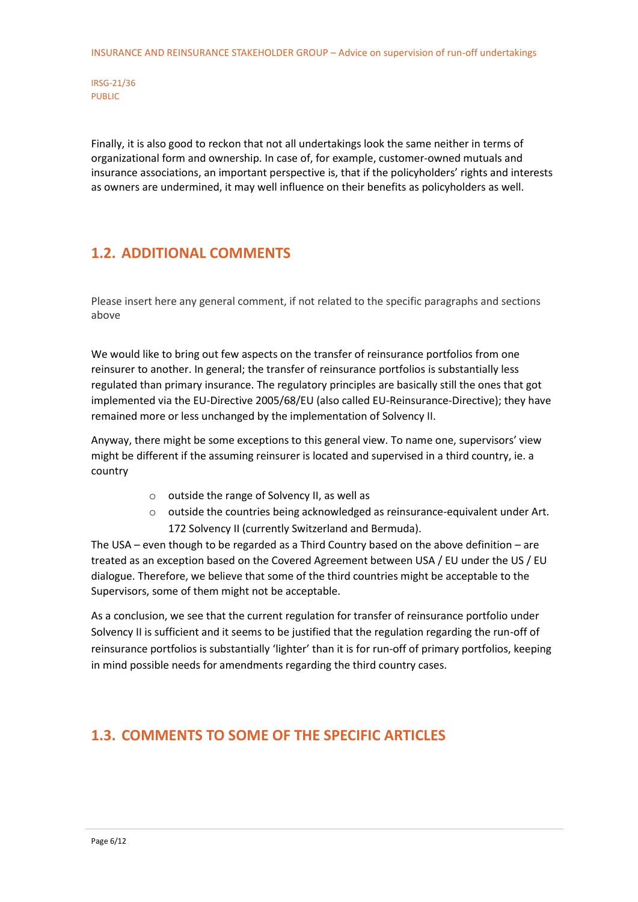Finally, it is also good to reckon that not all undertakings look the same neither in terms of organizational form and ownership. In case of, for example, customer-owned mutuals and insurance associations, an important perspective is, that if the policyholders' rights and interests as owners are undermined, it may well influence on their benefits as policyholders as well.

## 1.2. ADDITIONAL COMMENTS

Please insert here any general comment, if not related to the specific paragraphs and sections above

We would like to bring out few aspects on the transfer of reinsurance portfolios from one reinsurer to another. In general; the transfer of reinsurance portfolios is substantially less regulated than primary insurance. The regulatory principles are basically still the ones that got implemented via the EU-Directive 2005/68/EU (also called EU-Reinsurance-Directive); they have remained more or less unchanged by the implementation of Solvency II.

Anyway, there might be some exceptions to this general view. To name one, supervisors' view might be different if the assuming reinsurer is located and supervised in a third country, ie. a country

- outside the range of Solvency II, as well as
- outside the countries being acknowledged as reinsurance-equivalent under Art. 172 Solvency II (currently Switzerland and Bermuda).

The USA – even though to be regarded as a Third Country based on the above definition – are treated as an exception based on the Covered Agreement between USA / EU under the US / EU dialogue. Therefore, we believe that some of the third countries might be acceptable to the Supervisors, some of them might not be acceptable.

As a conclusion, we see that the current regulation for transfer of reinsurance portfolio under Solvency II is sufficient and it seems to be justified that the regulation regarding the run-off of reinsurance portfolios is substantially 'lighter' than it is for run-off of primary portfolios, keeping in mind possible needs for amendments regarding the third country cases.

## 1.3. COMMENTS TO SOME OF THE SPECIFIC ARTICLES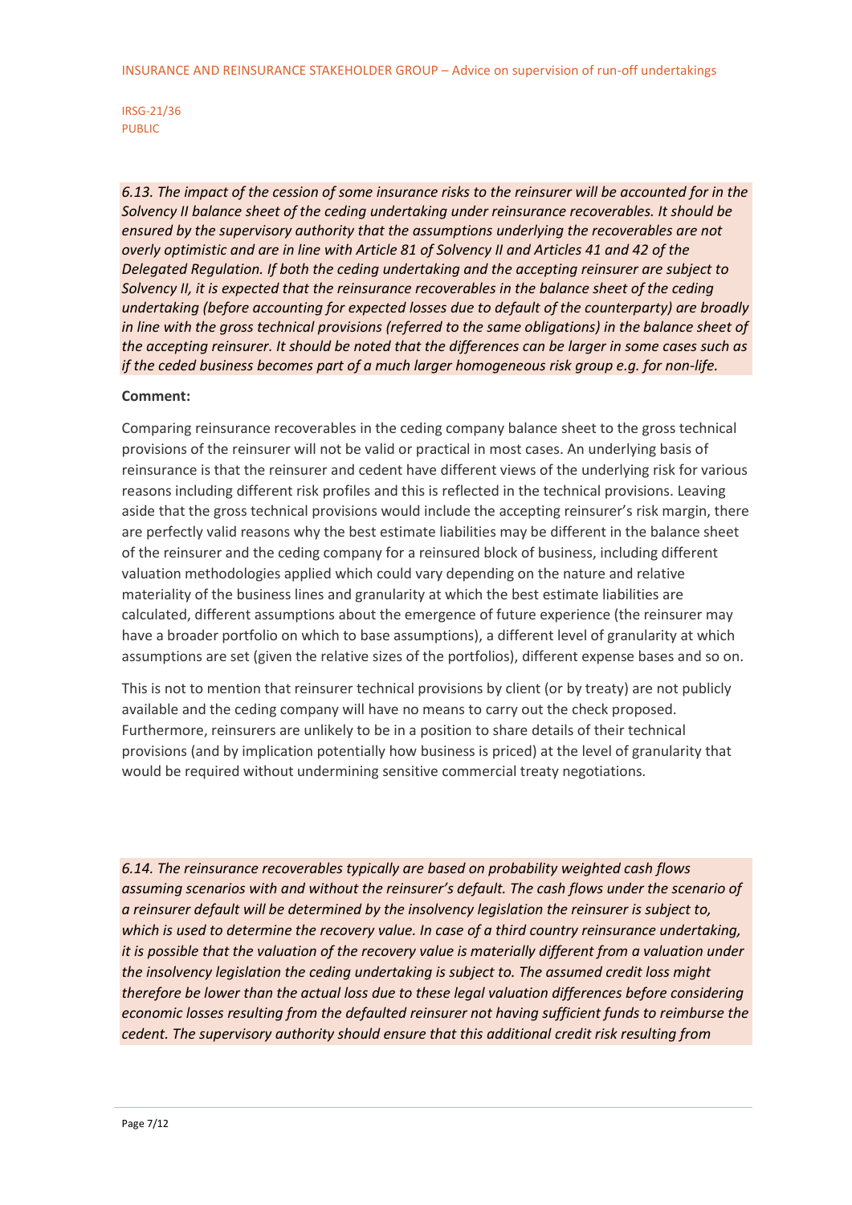*6.13. The impact of the cession of some insurance risks to the reinsurer will be accounted for in the Solvency II balance sheet of the ceding undertaking under reinsurance recoverables. It should be ensured by the supervisory authority that the assumptions underlying the recoverables are not overly optimistic and are in line with Article 81 of Solvency II and Articles 41 and 42 of the Delegated Regulation. If both the ceding undertaking and the accepting reinsurer are subject to Solvency II, it is expected that the reinsurance recoverables in the balance sheet of the ceding undertaking (before accounting for expected losses due to default of the counterparty) are broadly in line with the gross technical provisions (referred to the same obligations) in the balance sheet of the accepting reinsurer. It should be noted that the differences can be larger in some cases such as if the ceded business becomes part of a much larger homogeneous risk group e.g. for non-life.*

**Comment:**

Comparing reinsurance recoverables in the ceding company balance sheet to the gross technical provisions of the reinsurer will not be valid or practical in most cases. An underlying basis of reinsurance is that the reinsurer and cedent have different views of the underlying risk for various reasons including different risk profiles and this is reflected in the technical provisions. Leaving aside that the gross technical provisions would include the accepting reinsurer's risk margin, there are perfectly valid reasons why the best estimate liabilities may be different in the balance sheet of the reinsurer and the ceding company for a reinsured block of business, including different valuation methodologies applied which could vary depending on the nature and relative materiality of the business lines and granularity at which the best estimate liabilities are calculated, different assumptions about the emergence of future experience (the reinsurer may have a broader portfolio on which to base assumptions), a different level of granularity at which assumptions are set (given the relative sizes of the portfolios), different expense bases and so on.

This is not to mention that reinsurer technical provisions by client (or by treaty) are not publicly available and the ceding company will have no means to carry out the check proposed. Furthermore, reinsurers are unlikely to be in a position to share details of their technical provisions (and by implication potentially how business is priced) at the level of granularity that would be required without undermining sensitive commercial treaty negotiations.

*6.14. The reinsurance recoverables typically are based on probability weighted cash flows assuming scenarios with and without the reinsurer's default. The cash flows under the scenario of a reinsurer default will be determined by the insolvency legislation the reinsurer is subject to, which is used to determine the recovery value. In case of a third country reinsurance undertaking, it is possible that the valuation of the recovery value is materially different from a valuation under the insolvency legislation the ceding undertaking is subject to. The assumed credit loss might therefore be lower than the actual loss due to these legal valuation differences before considering economic losses resulting from the defaulted reinsurer not having sufficient funds to reimburse the cedent. The supervisory authority should ensure that this additional credit risk resulting from*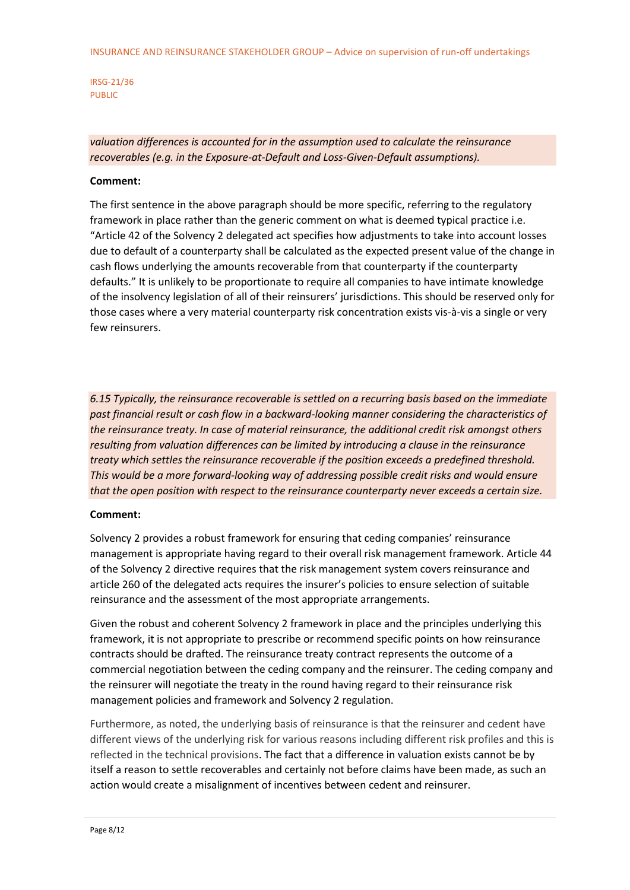*valuation differences is accounted for in the assumption used to calculate the reinsurance recoverables (e.g. in the Exposure-at-Default and Loss-Given-Default assumptions).*

**Comment:**

The first sentence in the above paragraph should be more specific, referring to the regulatory framework in place rather than the generic comment on what is deemed typical practice i.e. "Article 42 of the Solvency 2 delegated act specifies how adjustments to take into account losses due to default of a counterparty shall be calculated as the expected present value of the change in cash flows underlying the amounts recoverable from that counterparty if the counterparty defaults." It is unlikely to be proportionate to require all companies to have intimate knowledge of the insolvency legislation of all of their reinsurers' jurisdictions. This should be reserved only for those cases where a very material counterparty risk concentration exists vis-à-vis a single or very few reinsurers.

*6.15 Typically, the reinsurance recoverable is settled on a recurring basis based on the immediate past financial result or cash flow in a backward-looking manner considering the characteristics of the reinsurance treaty. In case of material reinsurance, the additional credit risk amongst others resulting from valuation differences can be limited by introducing a clause in the reinsurance treaty which settles the reinsurance recoverable if the position exceeds a predefined threshold. This would be a more forward-looking way of addressing possible credit risks and would ensure that the open position with respect to the reinsurance counterparty never exceeds a certain size.*

**Comment:**

Solvency 2 provides a robust framework for ensuring that ceding companies' reinsurance management is appropriate having regard to their overall risk management framework. Article 44 of the Solvency 2 directive requires that the risk management system covers reinsurance and article 260 of the delegated acts requires the insurer's policies to ensure selection of suitable reinsurance and the assessment of the most appropriate arrangements.

Given the robust and coherent Solvency 2 framework in place and the principles underlying this framework, it is not appropriate to prescribe or recommend specific points on how reinsurance contracts should be drafted. The reinsurance treaty contract represents the outcome of a commercial negotiation between the ceding company and the reinsurer. The ceding company and the reinsurer will negotiate the treaty in the round having regard to their reinsurance risk management policies and framework and Solvency 2 regulation.

Furthermore, as noted, the underlying basis of reinsurance is that the reinsurer and cedent have different views of the underlying risk for various reasons including different risk profiles and this is reflected in the technical provisions. The fact that a difference in valuation exists cannot be by itself a reason to settle recoverables and certainly not before claims have been made, as such an action would create a misalignment of incentives between cedent and reinsurer.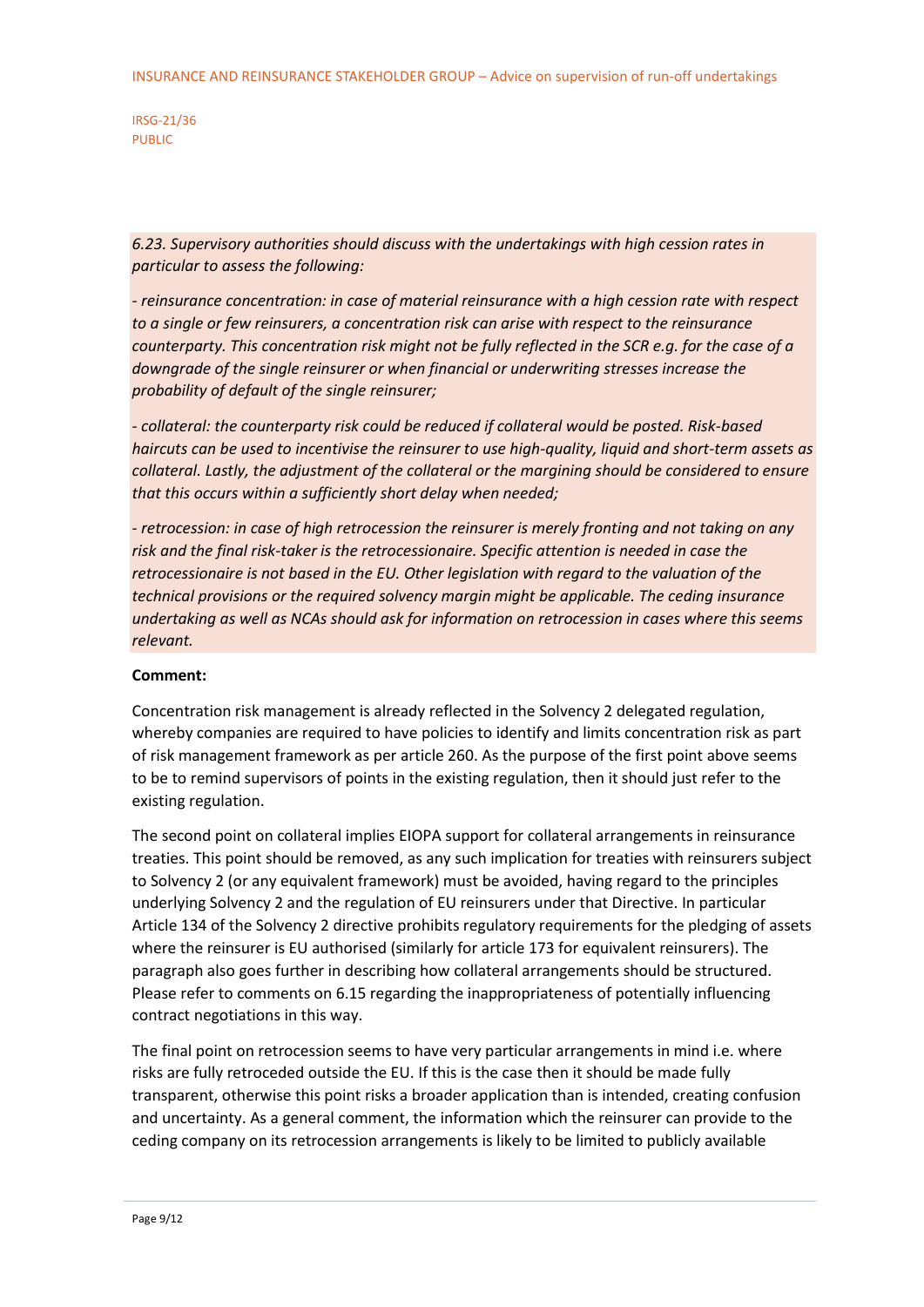*6.23. Supervisory authorities should discuss with the undertakings with high cession rates in particular to assess the following:*

*- reinsurance concentration: in case of material reinsurance with a high cession rate with respect to a single or few reinsurers, a concentration risk can arise with respect to the reinsurance counterparty. This concentration risk might not be fully reflected in the SCR e.g. for the case of a downgrade of the single reinsurer or when financial or underwriting stresses increase the probability of default of the single reinsurer;*

*- collateral: the counterparty risk could be reduced if collateral would be posted. Risk-based haircuts can be used to incentivise the reinsurer to use high-quality, liquid and short-term assets as collateral. Lastly, the adjustment of the collateral or the margining should be considered to ensure that this occurs within a sufficiently short delay when needed;*

*- retrocession: in case of high retrocession the reinsurer is merely fronting and not taking on any risk and the final risk-taker is the retrocessionaire. Specific attention is needed in case the retrocessionaire is not based in the EU. Other legislation with regard to the valuation of the technical provisions or the required solvency margin might be applicable. The ceding insurance undertaking as well as NCAs should ask for information on retrocession in cases where this seems relevant.*

**Comment:**

Concentration risk management is already reflected in the Solvency 2 delegated regulation, whereby companies are required to have policies to identify and limits concentration risk as part of risk management framework as per article 260. As the purpose of the first point above seems to be to remind supervisors of points in the existing regulation, then it should just refer to the existing regulation.

The second point on collateral implies EIOPA support for collateral arrangements in reinsurance treaties. This point should be removed, as any such implication for treaties with reinsurers subject to Solvency 2 (or any equivalent framework) must be avoided, having regard to the principles underlying Solvency 2 and the regulation of EU reinsurers under that Directive. In particular Article 134 of the Solvency 2 directive prohibits regulatory requirements for the pledging of assets where the reinsurer is EU authorised (similarly for article 173 for equivalent reinsurers). The paragraph also goes further in describing how collateral arrangements should be structured. Please refer to comments on 6.15 regarding the inappropriateness of potentially influencing contract negotiations in this way.

The final point on retrocession seems to have very particular arrangements in mind i.e. where risks are fully retroceded outside the EU. If this is the case then it should be made fully transparent, otherwise this point risks a broader application than is intended, creating confusion and uncertainty. As a general comment, the information which the reinsurer can provide to the ceding company on its retrocession arrangements is likely to be limited to publicly available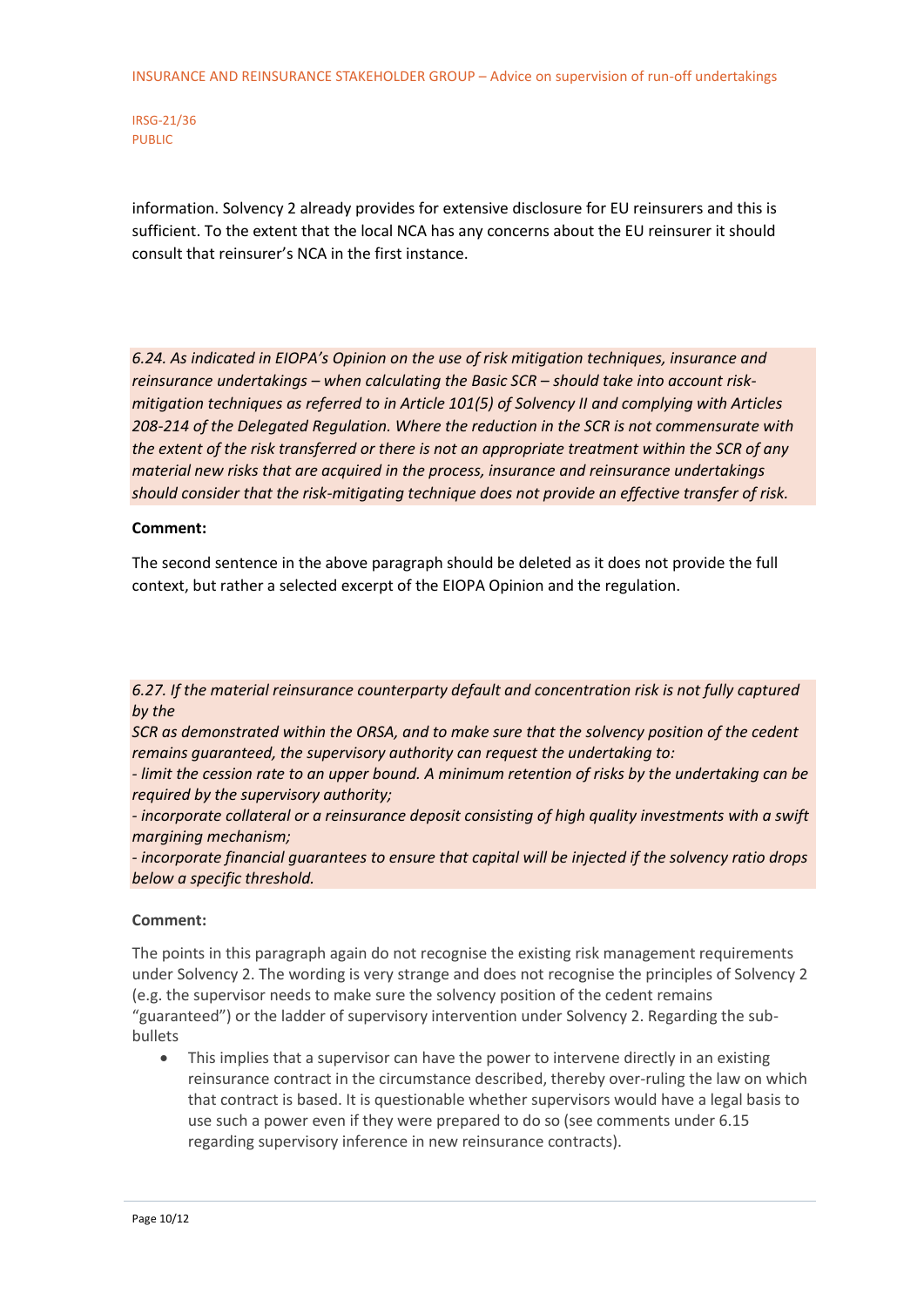information. Solvency 2 already provides for extensive disclosure for EU reinsurers and this is sufficient. To the extent that the local NCA has any concerns about the EU reinsurer it should consult that reinsurer's NCA in the first instance.

*6.24. As indicated in EIOPA's Opinion on the use of risk mitigation techniques, insurance and reinsurance undertakings – when calculating the Basic SCR – should take into account risk-mitigation techniques as referred to in Article 101(5) of Solvency II and complying with Articles 208-214 of the Delegated Regulation. Where the reduction in the SCR is not commensurate with the extent of the risk transferred or there is not an appropriate treatment within the SCR of any material new risks that are acquired in the process, insurance and reinsurance undertakings should consider that the risk-mitigating technique does not provide an effective transfer of risk.*

**Comment:**

The second sentence in the above paragraph should be deleted as it does not provide the full context, but rather a selected excerpt of the EIOPA Opinion and the regulation.

*6.27. If the material reinsurance counterparty default and concentration risk is not fully captured by the*
*SCR as demonstrated within the ORSA, and to make sure that the solvency position of the cedent remains guaranteed, the supervisory authority can request the undertaking to:*
*- limit the cession rate to an upper bound. A minimum retention of risks by the undertaking can be required by the supervisory authority;*
*- incorporate collateral or a reinsurance deposit consisting of high quality investments with a swift margining mechanism;*
*- incorporate financial guarantees to ensure that capital will be injected if the solvency ratio drops below a specific threshold.*

**Comment:**

The points in this paragraph again do not recognise the existing risk management requirements under Solvency 2. The wording is very strange and does not recognise the principles of Solvency 2 (e.g. the supervisor needs to make sure the solvency position of the cedent remains "guaranteed") or the ladder of supervisory intervention under Solvency 2. Regarding the sub-bullets

- This implies that a supervisor can have the power to intervene directly in an existing reinsurance contract in the circumstance described, thereby over-ruling the law on which that contract is based. It is questionable whether supervisors would have a legal basis to use such a power even if they were prepared to do so (see comments under 6.15 regarding supervisory inference in new reinsurance contracts).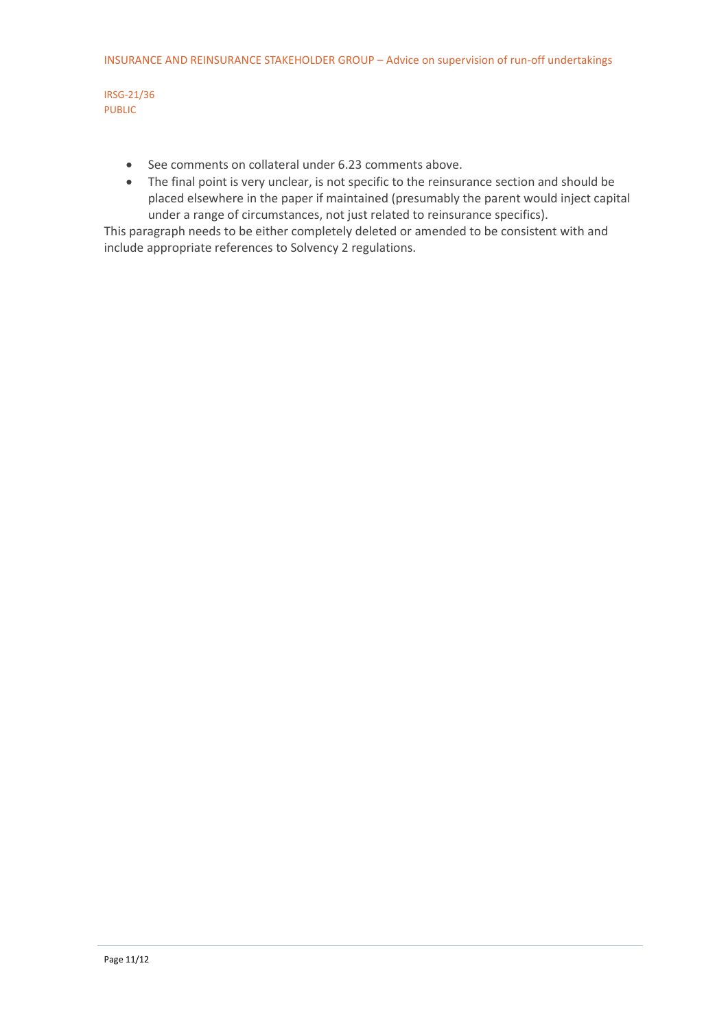- See comments on collateral under 6.23 comments above.
- The final point is very unclear, is not specific to the reinsurance section and should be placed elsewhere in the paper if maintained (presumably the parent would inject capital under a range of circumstances, not just related to reinsurance specifics).

This paragraph needs to be either completely deleted or amended to be consistent with and include appropriate references to Solvency 2 regulations.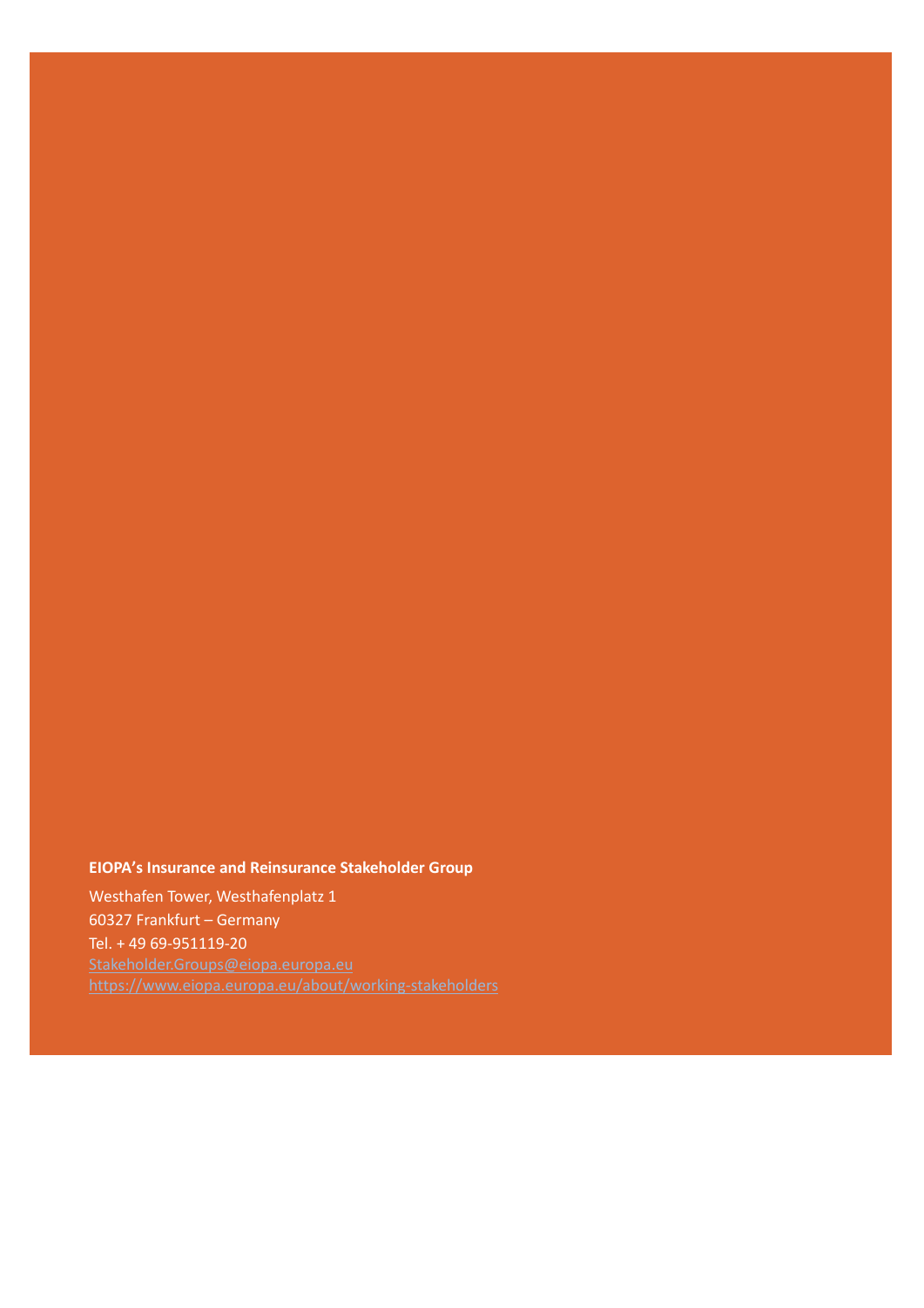**EIOPA's Insurance and Reinsurance Stakeholder Group**

Westhafen Tower, Westhafenplatz 1
60327 Frankfurt – Germany
Tel. + 49 69-951119-20
Stakeholder.Groups@eiopa.europa.eu
https://www.eiopa.europa.eu/about/working-stakeholders